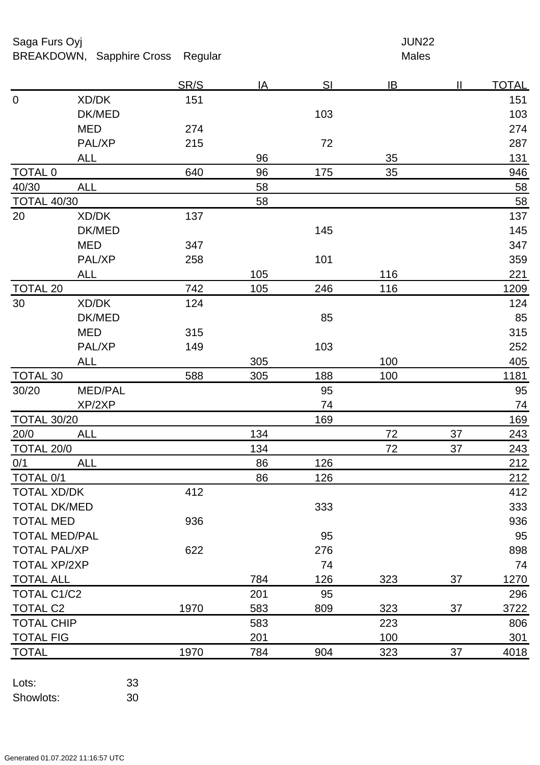Saga Furs Oyj

BREAKDOWN, Sapphire Cross Regular

JUN22

Males

| | | SR/S | IA | SI | IB | II | TOTAL |
|---|---|---|---|---|---|---|---|
| 0 | XD/DK | 151 | | | | | 151 |
| | DK/MED | | | 103 | | | 103 |
| | MED | 274 | | | | | 274 |
| | PAL/XP | 215 | | 72 | | | 287 |
| | ALL | | 96 | | 35 | | 131 |
| TOTAL 0 | | 640 | 96 | 175 | 35 | | 946 |
| 40/30 | ALL | | 58 | | | | 58 |
| TOTAL 40/30 | | | 58 | | | | 58 |
| 20 | XD/DK | 137 | | | | | 137 |
| | DK/MED | | | 145 | | | 145 |
| | MED | 347 | | | | | 347 |
| | PAL/XP | 258 | | 101 | | | 359 |
| | ALL | | 105 | | 116 | | 221 |
| TOTAL 20 | | 742 | 105 | 246 | 116 | | 1209 |
| 30 | XD/DK | 124 | | | | | 124 |
| | DK/MED | | | 85 | | | 85 |
| | MED | 315 | | | | | 315 |
| | PAL/XP | 149 | | 103 | | | 252 |
| | ALL | | 305 | | 100 | | 405 |
| TOTAL 30 | | 588 | 305 | 188 | 100 | | 1181 |
| 30/20 | MED/PAL | | | 95 | | | 95 |
| | XP/2XP | | | 74 | | | 74 |
| TOTAL 30/20 | | | | 169 | | | 169 |
| 20/0 | ALL | | 134 | | 72 | 37 | 243 |
| TOTAL 20/0 | | | 134 | | 72 | 37 | 243 |
| 0/1 | ALL | | 86 | 126 | | | 212 |
| TOTAL 0/1 | | | 86 | 126 | | | 212 |
| TOTAL XD/DK | | 412 | | | | | 412 |
| TOTAL DK/MED | | | | 333 | | | 333 |
| TOTAL MED | | 936 | | | | | 936 |
| TOTAL MED/PAL | | | | 95 | | | 95 |
| TOTAL PAL/XP | | 622 | | 276 | | | 898 |
| TOTAL XP/2XP | | | | 74 | | | 74 |
| TOTAL ALL | | | 784 | 126 | 323 | 37 | 1270 |
| TOTAL C1/C2 | | | 201 | 95 | | | 296 |
| TOTAL C2 | | 1970 | 583 | 809 | 323 | 37 | 3722 |
| TOTAL CHIP | | | 583 | | 223 | | 806 |
| TOTAL FIG | | | 201 | | 100 | | 301 |
| TOTAL | | 1970 | 784 | 904 | 323 | 37 | 4018 |

Lots: 33

Showlots: 30

Generated 01.07.2022 11:16:57 UTC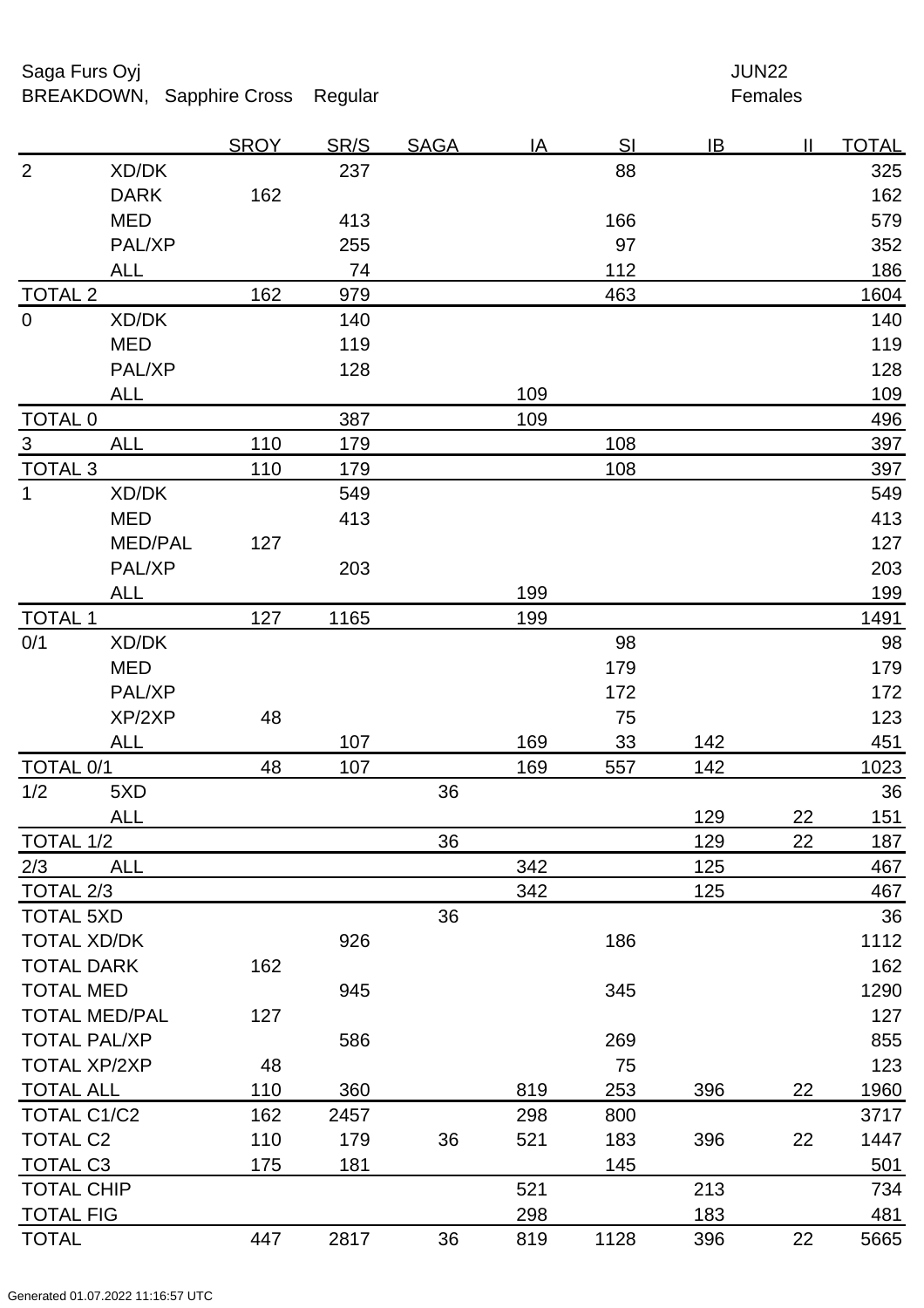Saga Furs Oyj

BREAKDOWN, Sapphire Cross Regular

JUN22

Females

| | | SROY | SR/S | SAGA | IA | SI | IB | II | TOTAL |
|---|---|---|---|---|---|---|---|---|---|
| 2 | XD/DK | | 237 | | | 88 | | | 325 |
| | DARK | 162 | | | | | | | 162 |
| | MED | | 413 | | | 166 | | | 579 |
| | PAL/XP | | 255 | | | 97 | | | 352 |
| | ALL | | 74 | | | 112 | | | 186 |
| TOTAL 2 | | 162 | 979 | | | 463 | | | 1604 |
| 0 | XD/DK | | 140 | | | | | | 140 |
| | MED | | 119 | | | | | | 119 |
| | PAL/XP | | 128 | | | | | | 128 |
| | ALL | | | | 109 | | | | 109 |
| TOTAL 0 | | | 387 | | 109 | | | | 496 |
| 3 | ALL | 110 | 179 | | | 108 | | | 397 |
| TOTAL 3 | | 110 | 179 | | | 108 | | | 397 |
| 1 | XD/DK | | 549 | | | | | | 549 |
| | MED | | 413 | | | | | | 413 |
| | MED/PAL | 127 | | | | | | | 127 |
| | PAL/XP | | 203 | | | | | | 203 |
| | ALL | | | | 199 | | | | 199 |
| TOTAL 1 | | 127 | 1165 | | 199 | | | | 1491 |
| 0/1 | XD/DK | | | | | 98 | | | 98 |
| | MED | | | | | 179 | | | 179 |
| | PAL/XP | | | | | 172 | | | 172 |
| | XP/2XP | 48 | | | | 75 | | | 123 |
| | ALL | | 107 | | 169 | 33 | 142 | | 451 |
| TOTAL 0/1 | | 48 | 107 | | 169 | 557 | 142 | | 1023 |
| 1/2 | 5XD | | | 36 | | | | | 36 |
| | ALL | | | | | | 129 | 22 | 151 |
| TOTAL 1/2 | | | | 36 | | | 129 | 22 | 187 |
| 2/3 | ALL | | | | 342 | | 125 | | 467 |
| TOTAL 2/3 | | | | | 342 | | 125 | | 467 |
| TOTAL 5XD | | | | 36 | | | | | 36 |
| TOTAL XD/DK | | | 926 | | | 186 | | | 1112 |
| TOTAL DARK | | 162 | | | | | | | 162 |
| TOTAL MED | | | 945 | | | 345 | | | 1290 |
| TOTAL MED/PAL | | 127 | | | | | | | 127 |
| TOTAL PAL/XP | | | 586 | | | 269 | | | 855 |
| TOTAL XP/2XP | | 48 | | | | 75 | | | 123 |
| TOTAL ALL | | 110 | 360 | | 819 | 253 | 396 | 22 | 1960 |
| TOTAL C1/C2 | | 162 | 2457 | | 298 | 800 | | | 3717 |
| TOTAL C2 | | 110 | 179 | 36 | 521 | 183 | 396 | 22 | 1447 |
| TOTAL C3 | | 175 | 181 | | | 145 | | | 501 |
| TOTAL CHIP | | | | | 521 | | 213 | | 734 |
| TOTAL FIG | | | | | 298 | | 183 | | 481 |
| TOTAL | | 447 | 2817 | 36 | 819 | 1128 | 396 | 22 | 5665 |

Generated 01.07.2022 11:16:57 UTC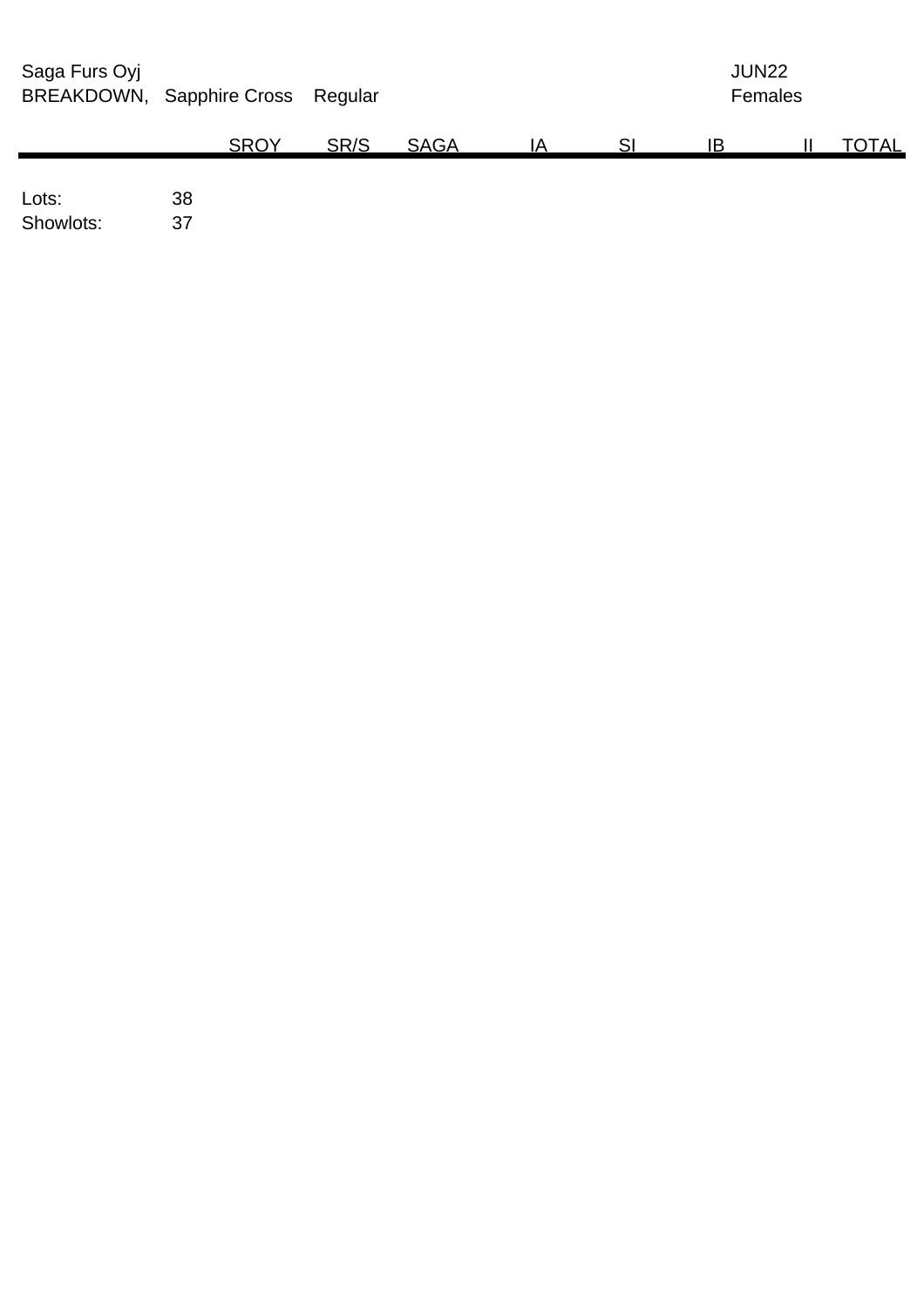Saga Furs Oyj

BREAKDOWN, Sapphire Cross Regular

JUN22

Females

| | SROY | SR/S | SAGA | IA | SI | IB | II | TOTAL |
|---|---|---|---|---|---|---|---|---|

Lots: 38

Showlots: 37